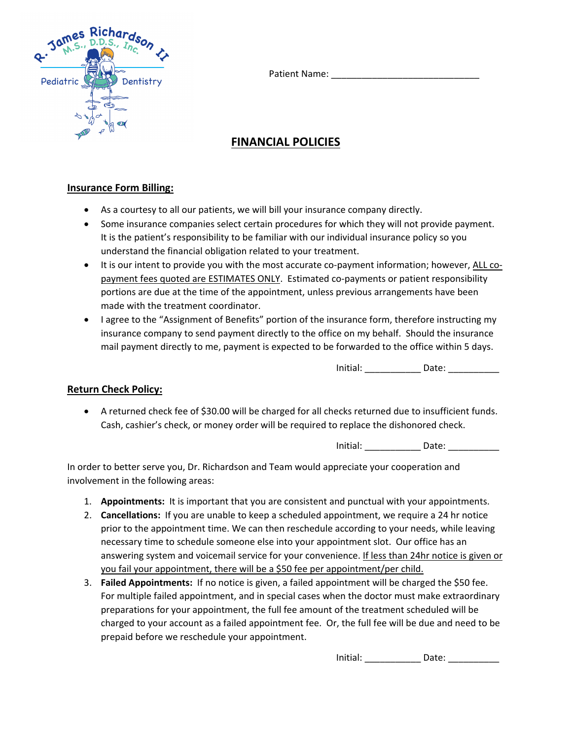R. James Richardson II M.S., D.D.S., Inc.
Pediatric Dentistry

Patient Name: ______________________________

# FINANCIAL POLICIES

## Insurance Form Billing:

- As a courtesy to all our patients, we will bill your insurance company directly.
- Some insurance companies select certain procedures for which they will not provide payment. It is the patient's responsibility to be familiar with our individual insurance policy so you understand the financial obligation related to your treatment.
- It is our intent to provide you with the most accurate co-payment information; however, ALL co-payment fees quoted are ESTIMATES ONLY. Estimated co-payments or patient responsibility portions are due at the time of the appointment, unless previous arrangements have been made with the treatment coordinator.
- I agree to the "Assignment of Benefits" portion of the insurance form, therefore instructing my insurance company to send payment directly to the office on my behalf. Should the insurance mail payment directly to me, payment is expected to be forwarded to the office within 5 days.

Initial: ___________ Date: __________

## Return Check Policy:

- A returned check fee of $30.00 will be charged for all checks returned due to insufficient funds. Cash, cashier's check, or money order will be required to replace the dishonored check.

Initial: ___________ Date: __________

In order to better serve you, Dr. Richardson and Team would appreciate your cooperation and involvement in the following areas:

1. **Appointments:** It is important that you are consistent and punctual with your appointments.
2. **Cancellations:** If you are unable to keep a scheduled appointment, we require a 24 hr notice prior to the appointment time. We can then reschedule according to your needs, while leaving necessary time to schedule someone else into your appointment slot. Our office has an answering system and voicemail service for your convenience. If less than 24hr notice is given or you fail your appointment, there will be a $50 fee per appointment/per child.
3. **Failed Appointments:** If no notice is given, a failed appointment will be charged the $50 fee. For multiple failed appointment, and in special cases when the doctor must make extraordinary preparations for your appointment, the full fee amount of the treatment scheduled will be charged to your account as a failed appointment fee. Or, the full fee will be due and need to be prepaid before we reschedule your appointment.

Initial: ___________ Date: __________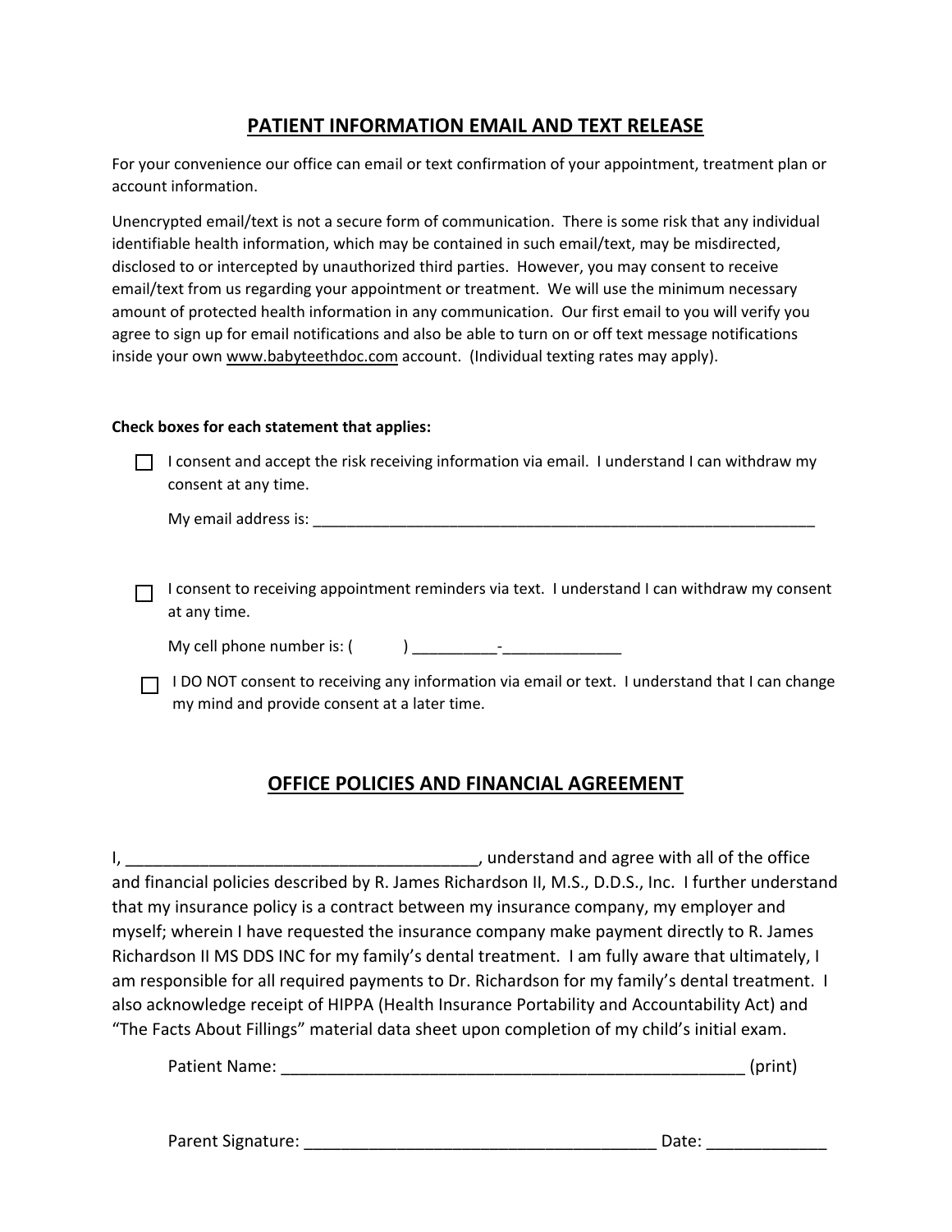## PATIENT INFORMATION EMAIL AND TEXT RELEASE

For your convenience our office can email or text confirmation of your appointment, treatment plan or account information.

Unencrypted email/text is not a secure form of communication. There is some risk that any individual identifiable health information, which may be contained in such email/text, may be misdirected, disclosed to or intercepted by unauthorized third parties. However, you may consent to receive email/text from us regarding your appointment or treatment. We will use the minimum necessary amount of protected health information in any communication. Our first email to you will verify you agree to sign up for email notifications and also be able to turn on or off text message notifications inside your own www.babyteethdoc.com account. (Individual texting rates may apply).

**Check boxes for each statement that applies:**

☐ I consent and accept the risk receiving information via email. I understand I can withdraw my consent at any time.

My email address is: ______________________________________________________________

☐ I consent to receiving appointment reminders via text. I understand I can withdraw my consent at any time.

My cell phone number is: (        ) __________-______________

☐ I DO NOT consent to receiving any information via email or text. I understand that I can change my mind and provide consent at a later time.

## OFFICE POLICIES AND FINANCIAL AGREEMENT

I, ______________________________________, understand and agree with all of the office and financial policies described by R. James Richardson II, M.S., D.D.S., Inc. I further understand that my insurance policy is a contract between my insurance company, my employer and myself; wherein I have requested the insurance company make payment directly to R. James Richardson II MS DDS INC for my family's dental treatment. I am fully aware that ultimately, I am responsible for all required payments to Dr. Richardson for my family's dental treatment. I also acknowledge receipt of HIPPA (Health Insurance Portability and Accountability Act) and "The Facts About Fillings" material data sheet upon completion of my child's initial exam.

Patient Name: ____________________________________________________ (print)

Parent Signature: ______________________________________ Date: _____________